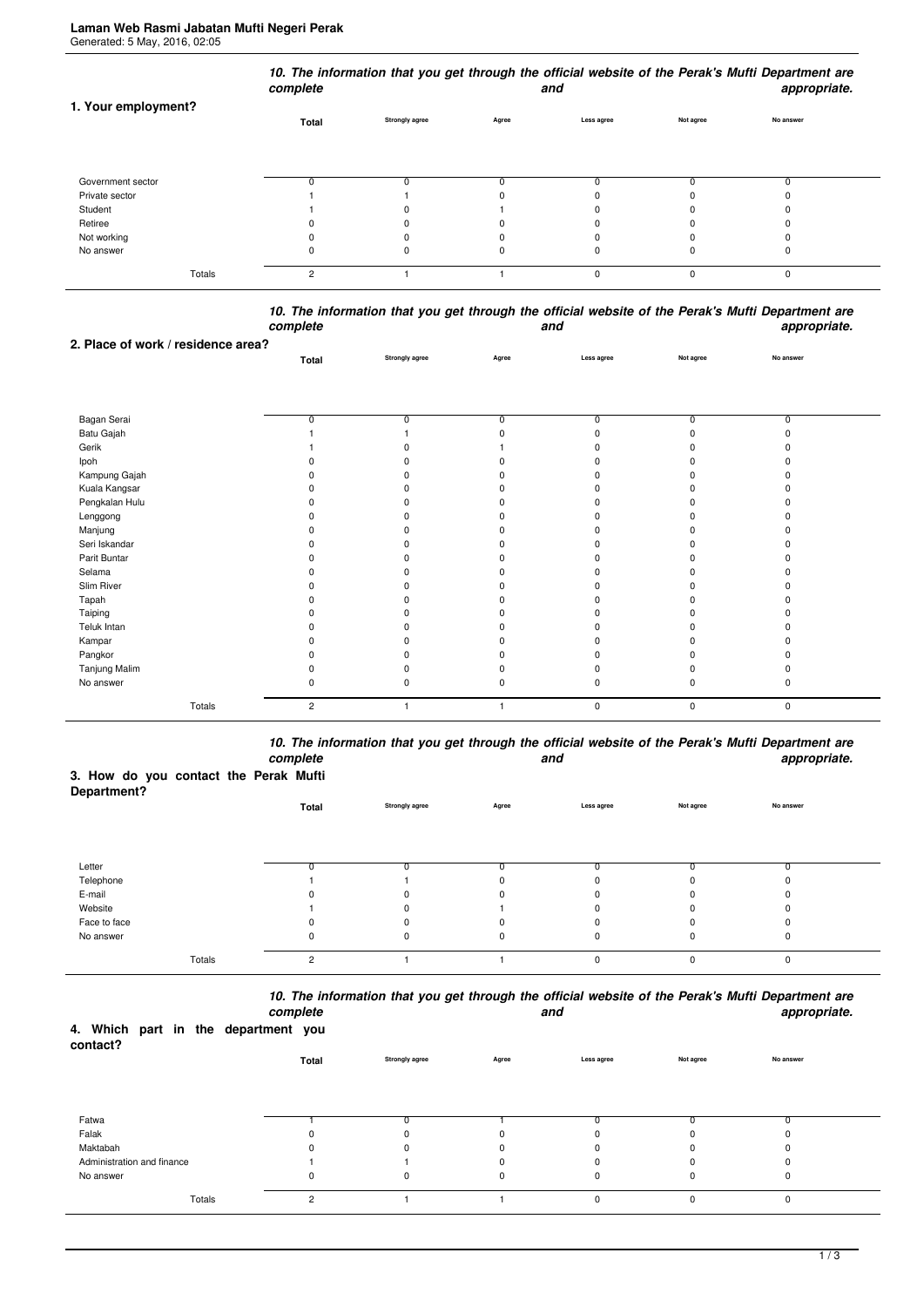**Laman Web Rasmi Jabatan Mufti Negeri Perak**
Generated: 5 May, 2016, 02:05

***10. The information that you get through the official website of the Perak's Mufti Department are complete and appropriate.***

**1. Your employment?**

| | Total | Strongly agree | Agree | Less agree | Not agree | No answer |
|---|---|---|---|---|---|---|
| Government sector | 0 | 0 | 0 | 0 | 0 | 0 |
| Private sector | 1 | 1 | 0 | 0 | 0 | 0 |
| Student | 1 | 0 | 1 | 0 | 0 | 0 |
| Retiree | 0 | 0 | 0 | 0 | 0 | 0 |
| Not working | 0 | 0 | 0 | 0 | 0 | 0 |
| No answer | 0 | 0 | 0 | 0 | 0 | 0 |
| Totals | 2 | 1 | 1 | 0 | 0 | 0 |

***10. The information that you get through the official website of the Perak's Mufti Department are complete and appropriate.***

**2. Place of work / residence area?**

| | Total | Strongly agree | Agree | Less agree | Not agree | No answer |
|---|---|---|---|---|---|---|
| Bagan Serai | 0 | 0 | 0 | 0 | 0 | 0 |
| Batu Gajah | 1 | 1 | 0 | 0 | 0 | 0 |
| Gerik | 1 | 0 | 1 | 0 | 0 | 0 |
| Ipoh | 0 | 0 | 0 | 0 | 0 | 0 |
| Kampung Gajah | 0 | 0 | 0 | 0 | 0 | 0 |
| Kuala Kangsar | 0 | 0 | 0 | 0 | 0 | 0 |
| Pengkalan Hulu | 0 | 0 | 0 | 0 | 0 | 0 |
| Lenggong | 0 | 0 | 0 | 0 | 0 | 0 |
| Manjung | 0 | 0 | 0 | 0 | 0 | 0 |
| Seri Iskandar | 0 | 0 | 0 | 0 | 0 | 0 |
| Parit Buntar | 0 | 0 | 0 | 0 | 0 | 0 |
| Selama | 0 | 0 | 0 | 0 | 0 | 0 |
| Slim River | 0 | 0 | 0 | 0 | 0 | 0 |
| Tapah | 0 | 0 | 0 | 0 | 0 | 0 |
| Taiping | 0 | 0 | 0 | 0 | 0 | 0 |
| Teluk Intan | 0 | 0 | 0 | 0 | 0 | 0 |
| Kampar | 0 | 0 | 0 | 0 | 0 | 0 |
| Pangkor | 0 | 0 | 0 | 0 | 0 | 0 |
| Tanjung Malim | 0 | 0 | 0 | 0 | 0 | 0 |
| No answer | 0 | 0 | 0 | 0 | 0 | 0 |
| Totals | 2 | 1 | 1 | 0 | 0 | 0 |

***10. The information that you get through the official website of the Perak's Mufti Department are complete and appropriate.***

**3. How do you contact the Perak Mufti Department?**

| | Total | Strongly agree | Agree | Less agree | Not agree | No answer |
|---|---|---|---|---|---|---|
| Letter | 0 | 0 | 0 | 0 | 0 | 0 |
| Telephone | 1 | 1 | 0 | 0 | 0 | 0 |
| E-mail | 0 | 0 | 0 | 0 | 0 | 0 |
| Website | 1 | 0 | 1 | 0 | 0 | 0 |
| Face to face | 0 | 0 | 0 | 0 | 0 | 0 |
| No answer | 0 | 0 | 0 | 0 | 0 | 0 |
| Totals | 2 | 1 | 1 | 0 | 0 | 0 |

***10. The information that you get through the official website of the Perak's Mufti Department are complete and appropriate.***

**4. Which part in the department you contact?**

| | Total | Strongly agree | Agree | Less agree | Not agree | No answer |
|---|---|---|---|---|---|---|
| Fatwa | 1 | 0 | 1 | 0 | 0 | 0 |
| Falak | 0 | 0 | 0 | 0 | 0 | 0 |
| Maktabah | 0 | 0 | 0 | 0 | 0 | 0 |
| Administration and finance | 1 | 1 | 0 | 0 | 0 | 0 |
| No answer | 0 | 0 | 0 | 0 | 0 | 0 |
| Totals | 2 | 1 | 1 | 0 | 0 | 0 |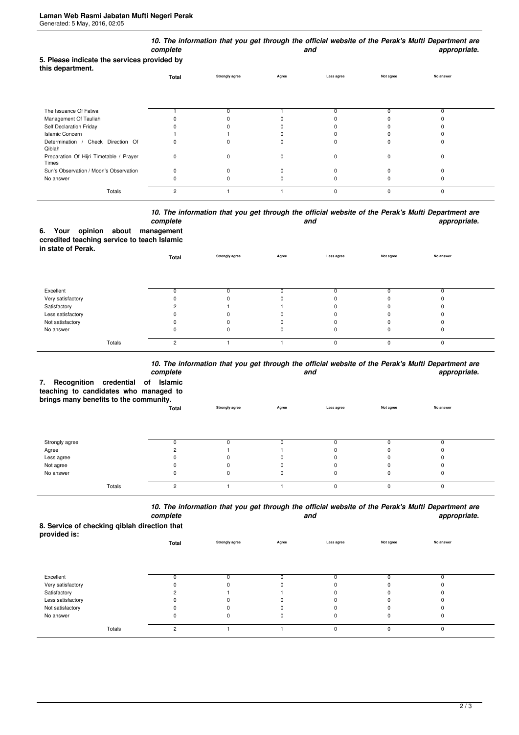### 5. Please indicate the services provided by this department.

| | Total | 10. The information that you get through the official website of the Perak's Mufti Department are complete and appropriate. | | | | |
|---|---|---|---|---|---|---|
| | | Strongly agree | Agree | Less agree | Not agree | No answer |
| The Issuance Of Fatwa | 1 | 0 | 1 | 0 | 0 | 0 |
| Management Of Tauliah | 0 | 0 | 0 | 0 | 0 | 0 |
| Self Declaration Friday | 0 | 0 | 0 | 0 | 0 | 0 |
| Islamic Concern | 1 | 1 | 0 | 0 | 0 | 0 |
| Determination / Check Direction Of Qiblah | 0 | 0 | 0 | 0 | 0 | 0 |
| Preparation Of Hijri Timetable / Prayer Times | 0 | 0 | 0 | 0 | 0 | 0 |
| Sun's Observation / Moon's Observation | 0 | 0 | 0 | 0 | 0 | 0 |
| No answer | 0 | 0 | 0 | 0 | 0 | 0 |
| Totals | 2 | 1 | 1 | 0 | 0 | 0 |

### 6. Your opinion about management ccredited teaching service to teach Islamic in state of Perak.

| | Total | 10. The information that you get through the official website of the Perak's Mufti Department are complete and appropriate. | | | | |
|---|---|---|---|---|---|---|
| | | Strongly agree | Agree | Less agree | Not agree | No answer |
| Excellent | 0 | 0 | 0 | 0 | 0 | 0 |
| Very satisfactory | 0 | 0 | 0 | 0 | 0 | 0 |
| Satisfactory | 2 | 1 | 1 | 0 | 0 | 0 |
| Less satisfactory | 0 | 0 | 0 | 0 | 0 | 0 |
| Not satisfactory | 0 | 0 | 0 | 0 | 0 | 0 |
| No answer | 0 | 0 | 0 | 0 | 0 | 0 |
| Totals | 2 | 1 | 1 | 0 | 0 | 0 |

### 7. Recognition credential of Islamic teaching to candidates who managed to brings many benefits to the community.

| | Total | 10. The information that you get through the official website of the Perak's Mufti Department are complete and appropriate. | | | | |
|---|---|---|---|---|---|---|
| | | Strongly agree | Agree | Less agree | Not agree | No answer |
| Strongly agree | 0 | 0 | 0 | 0 | 0 | 0 |
| Agree | 2 | 1 | 1 | 0 | 0 | 0 |
| Less agree | 0 | 0 | 0 | 0 | 0 | 0 |
| Not agree | 0 | 0 | 0 | 0 | 0 | 0 |
| No answer | 0 | 0 | 0 | 0 | 0 | 0 |
| Totals | 2 | 1 | 1 | 0 | 0 | 0 |

### 8. Service of checking qiblah direction that provided is:

| | Total | 10. The information that you get through the official website of the Perak's Mufti Department are complete and appropriate. | | | | |
|---|---|---|---|---|---|---|
| | | Strongly agree | Agree | Less agree | Not agree | No answer |
| Excellent | 0 | 0 | 0 | 0 | 0 | 0 |
| Very satisfactory | 0 | 0 | 0 | 0 | 0 | 0 |
| Satisfactory | 2 | 1 | 1 | 0 | 0 | 0 |
| Less satisfactory | 0 | 0 | 0 | 0 | 0 | 0 |
| Not satisfactory | 0 | 0 | 0 | 0 | 0 | 0 |
| No answer | 0 | 0 | 0 | 0 | 0 | 0 |
| Totals | 2 | 1 | 1 | 0 | 0 | 0 |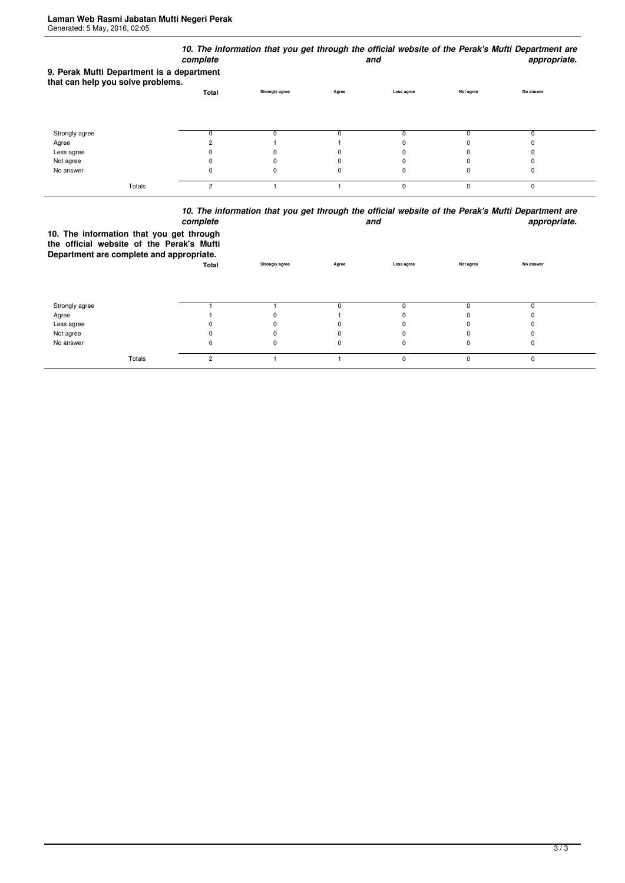**Laman Web Rasmi Jabatan Mufti Negeri Perak**
Generated: 5 May, 2016, 02:05

| 9. Perak Mufti Department is a department that can help you solve problems. | Total | 10. The information that you get through the official website of the Perak's Mufti Department are complete and appropriate. | | | | |
|---|---|---|---|---|---|---|
| | | Strongly agree | Agree | Less agree | Not agree | No answer |
| Strongly agree | 0 | 0 | 0 | 0 | 0 | 0 |
| Agree | 2 | 1 | 1 | 0 | 0 | 0 |
| Less agree | 0 | 0 | 0 | 0 | 0 | 0 |
| Not agree | 0 | 0 | 0 | 0 | 0 | 0 |
| No answer | 0 | 0 | 0 | 0 | 0 | 0 |
| Totals | 2 | 1 | 1 | 0 | 0 | 0 |

| 10. The information that you get through the official website of the Perak's Mufti Department are complete and appropriate. | Total | 10. The information that you get through the official website of the Perak's Mufti Department are complete and appropriate. | | | | |
|---|---|---|---|---|---|---|
| | | Strongly agree | Agree | Less agree | Not agree | No answer |
| Strongly agree | 1 | 1 | 0 | 0 | 0 | 0 |
| Agree | 1 | 0 | 1 | 0 | 0 | 0 |
| Less agree | 0 | 0 | 0 | 0 | 0 | 0 |
| Not agree | 0 | 0 | 0 | 0 | 0 | 0 |
| No answer | 0 | 0 | 0 | 0 | 0 | 0 |
| Totals | 2 | 1 | 1 | 0 | 0 | 0 |